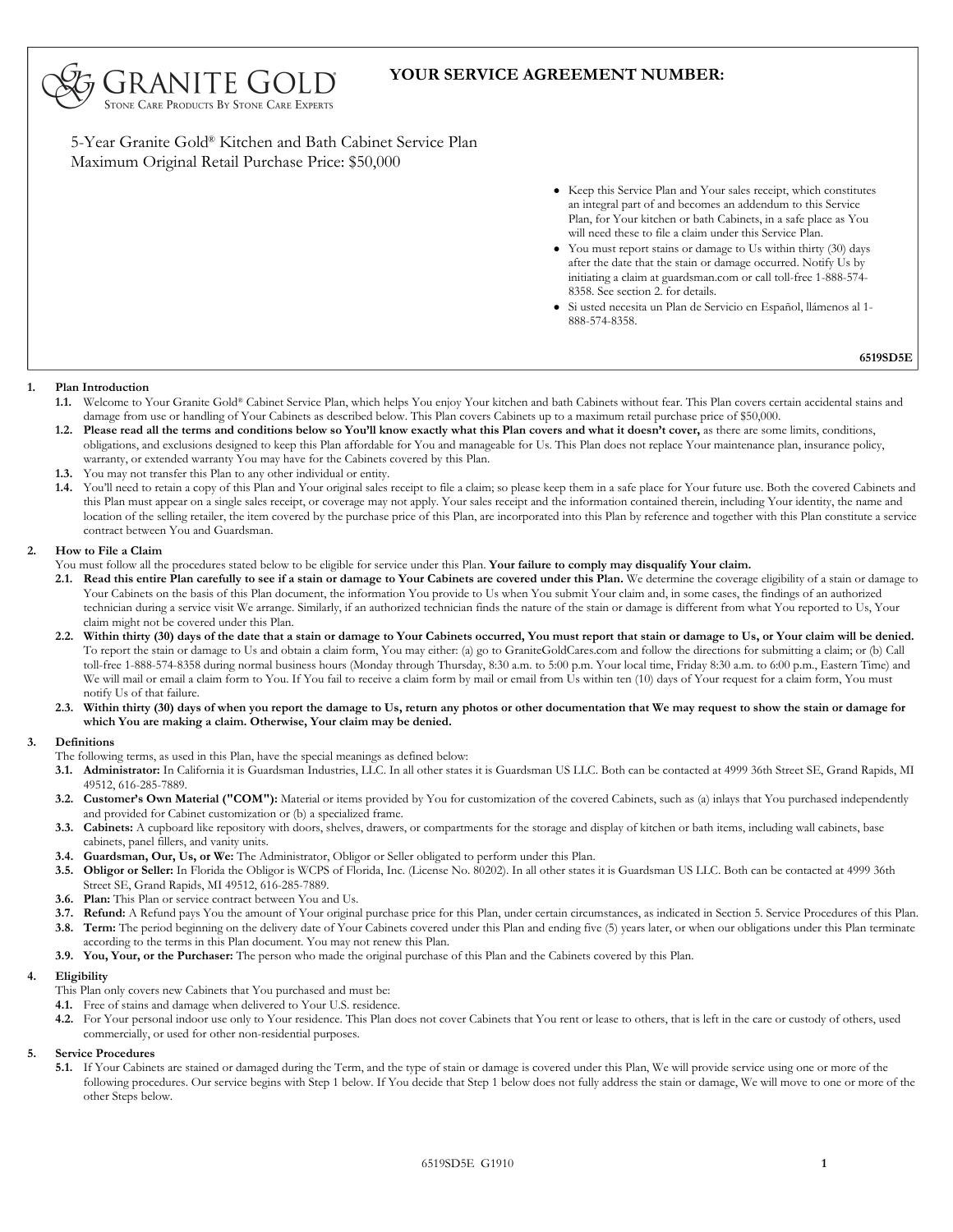GRANITE GOLD®
STONE CARE PRODUCTS BY STONE CARE EXPERTS

**YOUR SERVICE AGREEMENT NUMBER:**

5-Year Granite Gold® Kitchen and Bath Cabinet Service Plan
Maximum Original Retail Purchase Price: $50,000

- Keep this Service Plan and Your sales receipt, which constitutes an integral part of and becomes an addendum to this Service Plan, for Your kitchen or bath Cabinets, in a safe place as You will need these to file a claim under this Service Plan.
- You must report stains or damage to Us within thirty (30) days after the date that the stain or damage occurred. Notify Us by initiating a claim at guardsman.com or call toll-free 1-888-574-8358. See section 2. for details.
- Si usted necesita un Plan de Servicio en Español, llámenos al 1-888-574-8358.

**6519SD5E**

## 1. Plan Introduction

**1.1.** Welcome to Your Granite Gold® Cabinet Service Plan, which helps You enjoy Your kitchen and bath Cabinets without fear. This Plan covers certain accidental stains and damage from use or handling of Your Cabinets as described below. This Plan covers Cabinets up to a maximum retail purchase price of $50,000.

**1.2. Please read all the terms and conditions below so You'll know exactly what this Plan covers and what it doesn't cover,** as there are some limits, conditions, obligations, and exclusions designed to keep this Plan affordable for You and manageable for Us. This Plan does not replace Your maintenance plan, insurance policy, warranty, or extended warranty You may have for the Cabinets covered by this Plan.

**1.3.** You may not transfer this Plan to any other individual or entity.

**1.4.** You'll need to retain a copy of this Plan and Your original sales receipt to file a claim; so please keep them in a safe place for Your future use. Both the covered Cabinets and this Plan must appear on a single sales receipt, or coverage may not apply. Your sales receipt and the information contained therein, including Your identity, the name and location of the selling retailer, the item covered by the purchase price of this Plan, are incorporated into this Plan by reference and together with this Plan constitute a service contract between You and Guardsman.

## 2. How to File a Claim

You must follow all the procedures stated below to be eligible for service under this Plan. **Your failure to comply may disqualify Your claim.**

**2.1. Read this entire Plan carefully to see if a stain or damage to Your Cabinets are covered under this Plan.** We determine the coverage eligibility of a stain or damage to Your Cabinets on the basis of this Plan document, the information You provide to Us when You submit Your claim and, in some cases, the findings of an authorized technician during a service visit We arrange. Similarly, if an authorized technician finds the nature of the stain or damage is different from what You reported to Us, Your claim might not be covered under this Plan.

**2.2. Within thirty (30) days of the date that a stain or damage to Your Cabinets occurred, You must report that stain or damage to Us, or Your claim will be denied.** To report the stain or damage to Us and obtain a claim form, You may either: (a) go to GraniteGoldCares.com and follow the directions for submitting a claim; or (b) Call toll-free 1-888-574-8358 during normal business hours (Monday through Thursday, 8:30 a.m. to 5:00 p.m. Your local time, Friday 8:30 a.m. to 6:00 p.m., Eastern Time) and We will mail or email a claim form to You. If You fail to receive a claim form by mail or email from Us within ten (10) days of Your request for a claim form, You must notify Us of that failure.

**2.3. Within thirty (30) days of when you report the damage to Us, return any photos or other documentation that We may request to show the stain or damage for which You are making a claim. Otherwise, Your claim may be denied.**

## 3. Definitions

The following terms, as used in this Plan, have the special meanings as defined below:

**3.1. Administrator:** In California it is Guardsman Industries, LLC. In all other states it is Guardsman US LLC. Both can be contacted at 4999 36th Street SE, Grand Rapids, MI 49512, 616-285-7889.

**3.2. Customer's Own Material ("COM"):** Material or items provided by You for customization of the covered Cabinets, such as (a) inlays that You purchased independently and provided for Cabinet customization or (b) a specialized frame.

**3.3. Cabinets:** A cupboard like repository with doors, shelves, drawers, or compartments for the storage and display of kitchen or bath items, including wall cabinets, base cabinets, panel fillers, and vanity units.

**3.4. Guardsman, Our, Us, or We:** The Administrator, Obligor or Seller obligated to perform under this Plan.

**3.5. Obligor or Seller:** In Florida the Obligor is WCPS of Florida, Inc. (License No. 80202). In all other states it is Guardsman US LLC. Both can be contacted at 4999 36th Street SE, Grand Rapids, MI 49512, 616-285-7889.

**3.6. Plan:** This Plan or service contract between You and Us.

**3.7. Refund:** A Refund pays You the amount of Your original purchase price for this Plan, under certain circumstances, as indicated in Section 5. Service Procedures of this Plan.

**3.8. Term:** The period beginning on the delivery date of Your Cabinets covered under this Plan and ending five (5) years later, or when our obligations under this Plan terminate according to the terms in this Plan document. You may not renew this Plan.

**3.9. You, Your, or the Purchaser:** The person who made the original purchase of this Plan and the Cabinets covered by this Plan.

## 4. Eligibility

This Plan only covers new Cabinets that You purchased and must be:

**4.1.** Free of stains and damage when delivered to Your U.S. residence.

**4.2.** For Your personal indoor use only to Your residence. This Plan does not cover Cabinets that You rent or lease to others, that is left in the care or custody of others, used commercially, or used for other non-residential purposes.

## 5. Service Procedures

**5.1.** If Your Cabinets are stained or damaged during the Term, and the type of stain or damage is covered under this Plan, We will provide service using one or more of the following procedures. Our service begins with Step 1 below. If You decide that Step 1 below does not fully address the stain or damage, We will move to one or more of the other Steps below.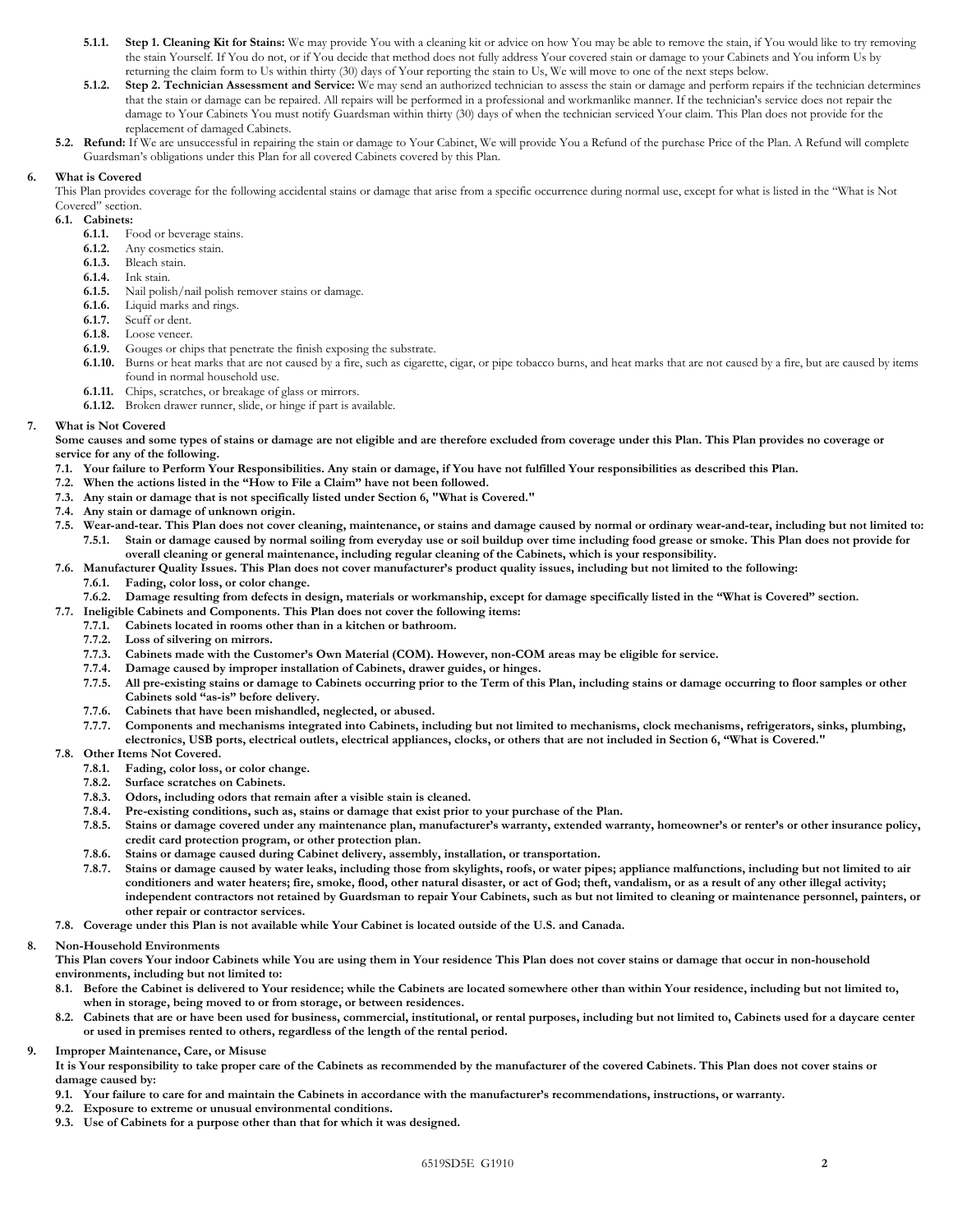**5.1.1. Step 1. Cleaning Kit for Stains:** We may provide You with a cleaning kit or advice on how You may be able to remove the stain, if You would like to try removing the stain Yourself. If You do not, or if You decide that method does not fully address Your covered stain or damage to your Cabinets and You inform Us by returning the claim form to Us within thirty (30) days of Your reporting the stain to Us, We will move to one of the next steps below.

**5.1.2. Step 2. Technician Assessment and Service:** We may send an authorized technician to assess the stain or damage and perform repairs if the technician determines that the stain or damage can be repaired. All repairs will be performed in a professional and workmanlike manner. If the technician's service does not repair the damage to Your Cabinets You must notify Guardsman within thirty (30) days of when the technician serviced Your claim. This Plan does not provide for the replacement of damaged Cabinets.

**5.2. Refund:** If We are unsuccessful in repairing the stain or damage to Your Cabinet, We will provide You a Refund of the purchase Price of the Plan. A Refund will complete Guardsman's obligations under this Plan for all covered Cabinets covered by this Plan.

## 6. What is Covered

This Plan provides coverage for the following accidental stains or damage that arise from a specific occurrence during normal use, except for what is listed in the "What is Not Covered" section.

**6.1. Cabinets:**

- **6.1.1.** Food or beverage stains.
- **6.1.2.** Any cosmetics stain.
- **6.1.3.** Bleach stain.
- **6.1.4.** Ink stain.
- **6.1.5.** Nail polish/nail polish remover stains or damage.
- **6.1.6.** Liquid marks and rings.
- **6.1.7.** Scuff or dent.
- **6.1.8.** Loose veneer.
- **6.1.9.** Gouges or chips that penetrate the finish exposing the substrate.
- **6.1.10.** Burns or heat marks that are not caused by a fire, such as cigarette, cigar, or pipe tobacco burns, and heat marks that are not caused by a fire, but are caused by items found in normal household use.
- **6.1.11.** Chips, scratches, or breakage of glass or mirrors.
- **6.1.12.** Broken drawer runner, slide, or hinge if part is available.

## 7. What is Not Covered

**Some causes and some types of stains or damage are not eligible and are therefore excluded from coverage under this Plan. This Plan provides no coverage or service for any of the following.**

- **7.1. Your failure to Perform Your Responsibilities. Any stain or damage, if You have not fulfilled Your responsibilities as described this Plan.**
- **7.2. When the actions listed in the "How to File a Claim" have not been followed.**
- **7.3. Any stain or damage that is not specifically listed under Section 6, "What is Covered."**
- **7.4. Any stain or damage of unknown origin.**
- **7.5. Wear-and-tear. This Plan does not cover cleaning, maintenance, or stains and damage caused by normal or ordinary wear-and-tear, including but not limited to:**
  - **7.5.1. Stain or damage caused by normal soiling from everyday use or soil buildup over time including food grease or smoke. This Plan does not provide for overall cleaning or general maintenance, including regular cleaning of the Cabinets, which is your responsibility.**
- **7.6. Manufacturer Quality Issues. This Plan does not cover manufacturer's product quality issues, including but not limited to the following:**
  - **7.6.1. Fading, color loss, or color change.**
  - **7.6.2. Damage resulting from defects in design, materials or workmanship, except for damage specifically listed in the "What is Covered" section.**
- **7.7. Ineligible Cabinets and Components. This Plan does not cover the following items:**
  - **7.7.1. Cabinets located in rooms other than in a kitchen or bathroom.**
  - **7.7.2. Loss of silvering on mirrors.**
  - **7.7.3. Cabinets made with the Customer's Own Material (COM). However, non-COM areas may be eligible for service.**
  - **7.7.4. Damage caused by improper installation of Cabinets, drawer guides, or hinges.**
  - **7.7.5. All pre-existing stains or damage to Cabinets occurring prior to the Term of this Plan, including stains or damage occurring to floor samples or other Cabinets sold "as-is" before delivery.**
  - **7.7.6. Cabinets that have been mishandled, neglected, or abused.**
  - **7.7.7. Components and mechanisms integrated into Cabinets, including but not limited to mechanisms, clock mechanisms, refrigerators, sinks, plumbing, electronics, USB ports, electrical outlets, electrical appliances, clocks, or others that are not included in Section 6, "What is Covered."**
- **7.8. Other Items Not Covered.**
  - **7.8.1. Fading, color loss, or color change.**
  - **7.8.2. Surface scratches on Cabinets.**
  - **7.8.3. Odors, including odors that remain after a visible stain is cleaned.**
  - **7.8.4. Pre-existing conditions, such as, stains or damage that exist prior to your purchase of the Plan.**
  - **7.8.5. Stains or damage covered under any maintenance plan, manufacturer's warranty, extended warranty, homeowner's or renter's or other insurance policy, credit card protection program, or other protection plan.**
  - **7.8.6. Stains or damage caused during Cabinet delivery, assembly, installation, or transportation.**
  - **7.8.7. Stains or damage caused by water leaks, including those from skylights, roofs, or water pipes; appliance malfunctions, including but not limited to air conditioners and water heaters; fire, smoke, flood, other natural disaster, or act of God; theft, vandalism, or as a result of any other illegal activity; independent contractors not retained by Guardsman to repair Your Cabinets, such as but not limited to cleaning or maintenance personnel, painters, or other repair or contractor services.**
- **7.8. Coverage under this Plan is not available while Your Cabinet is located outside of the U.S. and Canada.**

## 8. Non-Household Environments

**This Plan covers Your indoor Cabinets while You are using them in Your residence This Plan does not cover stains or damage that occur in non-household environments, including but not limited to:**

- **8.1. Before the Cabinet is delivered to Your residence; while the Cabinets are located somewhere other than within Your residence, including but not limited to, when in storage, being moved to or from storage, or between residences.**
- **8.2. Cabinets that are or have been used for business, commercial, institutional, or rental purposes, including but not limited to, Cabinets used for a daycare center or used in premises rented to others, regardless of the length of the rental period.**

## 9. Improper Maintenance, Care, or Misuse

**It is Your responsibility to take proper care of the Cabinets as recommended by the manufacturer of the covered Cabinets. This Plan does not cover stains or damage caused by:**

- **9.1. Your failure to care for and maintain the Cabinets in accordance with the manufacturer's recommendations, instructions, or warranty.**
- **9.2. Exposure to extreme or unusual environmental conditions.**
- **9.3. Use of Cabinets for a purpose other than that for which it was designed.**

6519SD5E G1910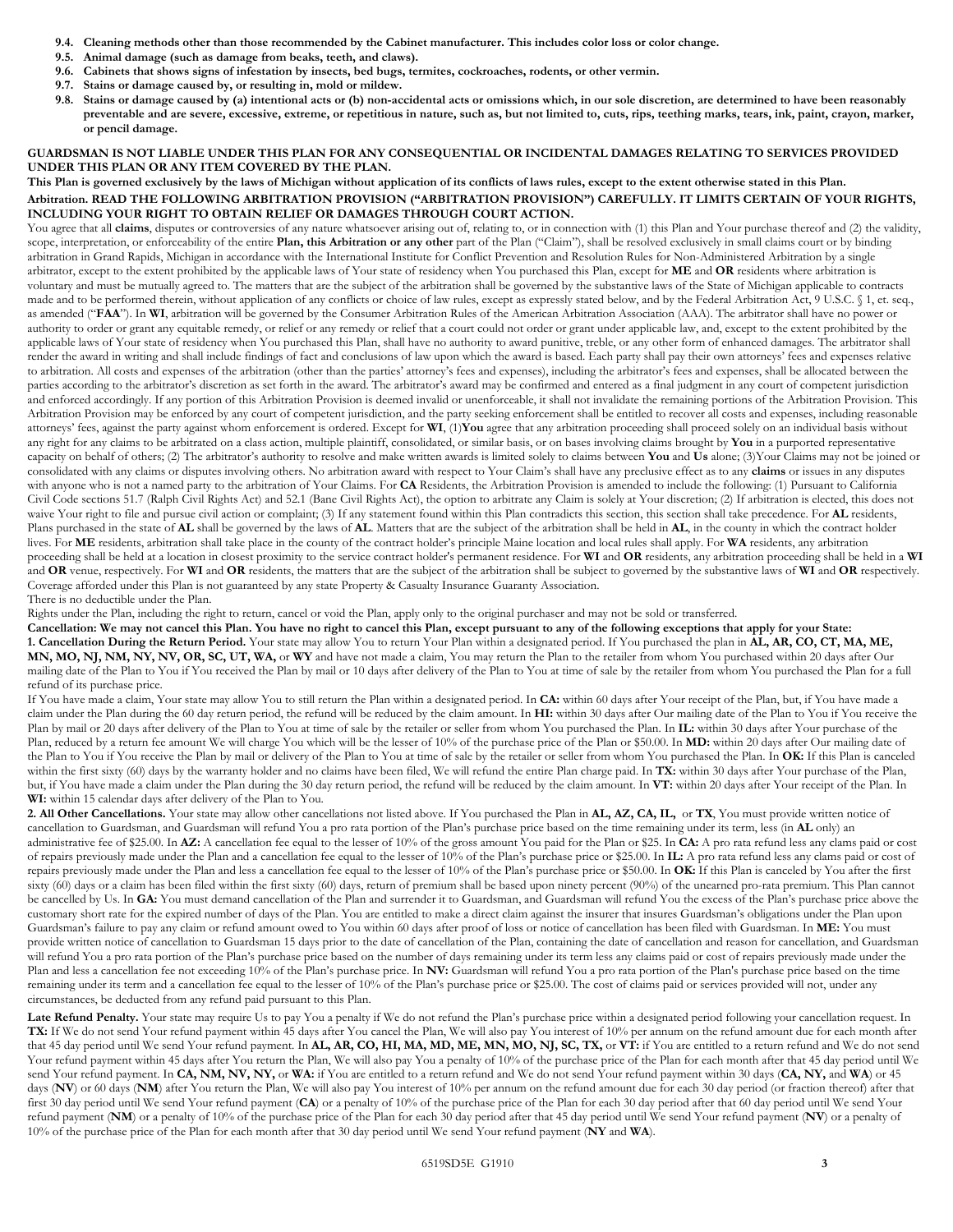**9.4. Cleaning methods other than those recommended by the Cabinet manufacturer. This includes color loss or color change.**

**9.5. Animal damage (such as damage from beaks, teeth, and claws).**

**9.6. Cabinets that shows signs of infestation by insects, bed bugs, termites, cockroaches, rodents, or other vermin.**

**9.7. Stains or damage caused by, or resulting in, mold or mildew.**

**9.8. Stains or damage caused by (a) intentional acts or (b) non-accidental acts or omissions which, in our sole discretion, are determined to have been reasonably preventable and are severe, excessive, extreme, or repetitious in nature, such as, but not limited to, cuts, rips, teething marks, tears, ink, paint, crayon, marker, or pencil damage.**

**GUARDSMAN IS NOT LIABLE UNDER THIS PLAN FOR ANY CONSEQUENTIAL OR INCIDENTAL DAMAGES RELATING TO SERVICES PROVIDED UNDER THIS PLAN OR ANY ITEM COVERED BY THE PLAN.**

**This Plan is governed exclusively by the laws of Michigan without application of its conflicts of laws rules, except to the extent otherwise stated in this Plan.**

**Arbitration. READ THE FOLLOWING ARBITRATION PROVISION ("ARBITRATION PROVISION") CAREFULLY. IT LIMITS CERTAIN OF YOUR RIGHTS, INCLUDING YOUR RIGHT TO OBTAIN RELIEF OR DAMAGES THROUGH COURT ACTION.**

You agree that all **claims**, disputes or controversies of any nature whatsoever arising out of, relating to, or in connection with (1) this Plan and Your purchase thereof and (2) the validity, scope, interpretation, or enforceability of the entire **Plan, this Arbitration or any other** part of the Plan ("Claim"), shall be resolved exclusively in small claims court or by binding arbitration in Grand Rapids, Michigan in accordance with the International Institute for Conflict Prevention and Resolution Rules for Non-Administered Arbitration by a single arbitrator, except to the extent prohibited by the applicable laws of Your state of residency when You purchased this Plan, except for **ME** and **OR** residents where arbitration is voluntary and must be mutually agreed to. The matters that are the subject of the arbitration shall be governed by the substantive laws of the State of Michigan applicable to contracts made and to be performed therein, without application of any conflicts or choice of law rules, except as expressly stated below, and by the Federal Arbitration Act, 9 U.S.C. § 1, et. seq., as amended ("**FAA**"). In **WI**, arbitration will be governed by the Consumer Arbitration Rules of the American Arbitration Association (AAA). The arbitrator shall have no power or authority to order or grant any equitable remedy, or relief or any remedy or relief that a court could not order or grant under applicable law, and, except to the extent prohibited by the applicable laws of Your state of residency when You purchased this Plan, shall have no authority to award punitive, treble, or any other form of enhanced damages. The arbitrator shall render the award in writing and shall include findings of fact and conclusions of law upon which the award is based. Each party shall pay their own attorneys' fees and expenses relative to arbitration. All costs and expenses of the arbitration (other than the parties' attorney's fees and expenses), including the arbitrator's fees and expenses, shall be allocated between the parties according to the arbitrator's discretion as set forth in the award. The arbitrator's award may be confirmed and entered as a final judgment in any court of competent jurisdiction and enforced accordingly. If any portion of this Arbitration Provision is deemed invalid or unenforceable, it shall not invalidate the remaining portions of the Arbitration Provision. This Arbitration Provision may be enforced by any court of competent jurisdiction, and the party seeking enforcement shall be entitled to recover all costs and expenses, including reasonable attorneys' fees, against the party against whom enforcement is ordered. Except for **WI**, (1)**You** agree that any arbitration proceeding shall proceed solely on an individual basis without any right for any claims to be arbitrated on a class action, multiple plaintiff, consolidated, or similar basis, or on bases involving claims brought by **You** in a purported representative capacity on behalf of others; (2) The arbitrator's authority to resolve and make written awards is limited solely to claims between **You** and **Us** alone; (3)Your Claims may not be joined or consolidated with any claims or disputes involving others. No arbitration award with respect to Your Claim's shall have any preclusive effect as to any **claims** or issues in any disputes with anyone who is not a named party to the arbitration of Your Claims. For **CA** Residents, the Arbitration Provision is amended to include the following: (1) Pursuant to California Civil Code sections 51.7 (Ralph Civil Rights Act) and 52.1 (Bane Civil Rights Act), the option to arbitrate any Claim is solely at Your discretion; (2) If arbitration is elected, this does not waive Your right to file and pursue civil action or complaint; (3) If any statement found within this Plan contradicts this section, this section shall take precedence. For **AL** residents, Plans purchased in the state of **AL** shall be governed by the laws of **AL**. Matters that are the subject of the arbitration shall be held in **AL**, in the county in which the contract holder lives. For **ME** residents, arbitration shall take place in the county of the contract holder's principle Maine location and local rules shall apply. For **WA** residents, any arbitration proceeding shall be held at a location in closest proximity to the service contract holder's permanent residence. For **WI** and **OR** residents, any arbitration proceeding shall be held in a **WI** and **OR** venue, respectively. For **WI** and **OR** residents, the matters that are the subject of the arbitration shall be subject to governed by the substantive laws of **WI** and **OR** respectively.

Coverage afforded under this Plan is not guaranteed by any state Property & Casualty Insurance Guaranty Association.

There is no deductible under the Plan.

Rights under the Plan, including the right to return, cancel or void the Plan, apply only to the original purchaser and may not be sold or transferred.

**Cancellation: We may not cancel this Plan. You have no right to cancel this Plan, except pursuant to any of the following exceptions that apply for your State:**

**1. Cancellation During the Return Period.** Your state may allow You to return Your Plan within a designated period. If You purchased the plan in **AL, AR, CO, CT, MA, ME, MN, MO, NJ, NM, NY, NV, OR, SC, UT, WA,** or **WY** and have not made a claim, You may return the Plan to the retailer from whom You purchased within 20 days after Our mailing date of the Plan to You if You received the Plan by mail or 10 days after delivery of the Plan to You at time of sale by the retailer from whom You purchased the Plan for a full refund of its purchase price.

If You have made a claim, Your state may allow You to still return the Plan within a designated period. In **CA:** within 60 days after Your receipt of the Plan, but, if You have made a claim under the Plan during the 60 day return period, the refund will be reduced by the claim amount. In **HI:** within 30 days after Our mailing date of the Plan to You if You receive the Plan by mail or 20 days after delivery of the Plan to You at time of sale by the retailer or seller from whom You purchased the Plan. In **IL:** within 30 days after Your purchase of the Plan, reduced by a return fee amount We will charge You which will be the lesser of 10% of the purchase price of the Plan or $50.00. In **MD:** within 20 days after Our mailing date of the Plan to You if You receive the Plan by mail or delivery of the Plan to You at time of sale by the retailer or seller from whom You purchased the Plan. In **OK:** If this Plan is canceled within the first sixty (60) days by the warranty holder and no claims have been filed, We will refund the entire Plan charge paid. In **TX:** within 30 days after Your purchase of the Plan, but, if You have made a claim under the Plan during the 30 day return period, the refund will be reduced by the claim amount. In **VT:** within 20 days after Your receipt of the Plan. In **WI:** within 15 calendar days after delivery of the Plan to You.

**2. All Other Cancellations.** Your state may allow other cancellations not listed above. If You purchased the Plan in **AL, AZ, CA, IL,** or **TX**, You must provide written notice of cancellation to Guardsman, and Guardsman will refund You a pro rata portion of the Plan's purchase price based on the time remaining under its term, less (in **AL** only) an administrative fee of $25.00. In **AZ:** A cancellation fee equal to the lesser of 10% of the gross amount You paid for the Plan or $25. In **CA:** A pro rata refund less any clams paid or cost of repairs previously made under the Plan and a cancellation fee equal to the lesser of 10% of the Plan's purchase price or $25.00. In **IL:** A pro rata refund less any claims paid or cost of repairs previously made under the Plan and less a cancellation fee equal to the lesser of 10% of the Plan's purchase price or $50.00. In **OK:** If this Plan is canceled by You after the first sixty (60) days or a claim has been filed within the first sixty (60) days, return of premium shall be based upon ninety percent (90%) of the unearned pro-rata premium. This Plan cannot be cancelled by Us. In **GA:** You must demand cancellation of the Plan and surrender it to Guardsman, and Guardsman will refund You the excess of the Plan's purchase price above the customary short rate for the expired number of days of the Plan. You are entitled to make a direct claim against the insurer that insures Guardsman's obligations under the Plan upon Guardsman's failure to pay any claim or refund amount owed to You within 60 days after proof of loss or notice of cancellation has been filed with Guardsman. In **ME:** You must provide written notice of cancellation to Guardsman 15 days prior to the date of cancellation of the Plan, containing the date of cancellation and reason for cancellation, and Guardsman will refund You a pro rata portion of the Plan's purchase price based on the number of days remaining under its term less any claims paid or cost of repairs previously made under the Plan and less a cancellation fee not exceeding 10% of the Plan's purchase price. In **NV:** Guardsman will refund You a pro rata portion of the Plan's purchase price based on the time remaining under its term and a cancellation fee equal to the lesser of 10% of the Plan's purchase price or $25.00. The cost of claims paid or services provided will not, under any circumstances, be deducted from any refund paid pursuant to this Plan.

**Late Refund Penalty.** Your state may require Us to pay You a penalty if We do not refund the Plan's purchase price within a designated period following your cancellation request. In **TX:** If We do not send Your refund payment within 45 days after You cancel the Plan, We will also pay You interest of 10% per annum on the refund amount due for each month after that 45 day period until We send Your refund payment. In **AL, AR, CO, HI, MA, MD, ME, MN, MO, NJ, SC, TX,** or **VT:** if You are entitled to a return refund and We do not send Your refund payment within 45 days after You return the Plan, We will also pay You a penalty of 10% of the purchase price of the Plan for each month after that 45 day period until We send Your refund payment. In **CA, NM, NV, NY,** or **WA:** if You are entitled to a return refund and We do not send Your refund payment within 30 days (**CA, NY,** and **WA**) or 45 days (**NV**) or 60 days (**NM**) after You return the Plan, We will also pay You interest of 10% per annum on the refund amount due for each 30 day period (or fraction thereof) after that first 30 day period until We send Your refund payment (**CA**) or a penalty of 10% of the purchase price of the Plan for each 30 day period after that 60 day period until We send Your refund payment (**NM**) or a penalty of 10% of the purchase price of the Plan for each 30 day period after that 45 day period until We send Your refund payment (**NV**) or a penalty of 10% of the purchase price of the Plan for each month after that 30 day period until We send Your refund payment (**NY** and **WA**).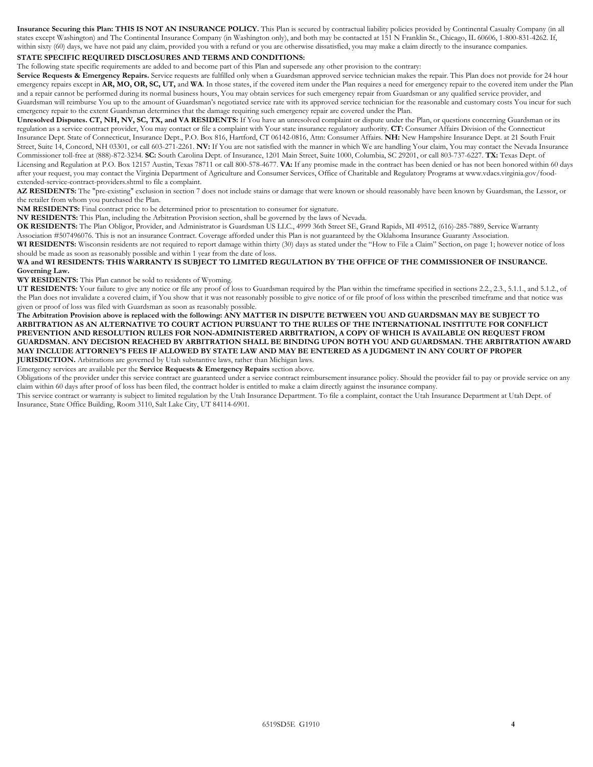**Insurance Securing this Plan: THIS IS NOT AN INSURANCE POLICY.** This Plan is secured by contractual liability policies provided by Continental Casualty Company (in all states except Washington) and The Continental Insurance Company (in Washington only), and both may be contacted at 151 N Franklin St., Chicago, IL 60606, 1-800-831-4262. If, within sixty (60) days, we have not paid any claim, provided you with a refund or you are otherwise dissatisfied, you may make a claim directly to the insurance companies.

**STATE SPECIFIC REQUIRED DISCLOSURES AND TERMS AND CONDITIONS:**

The following state specific requirements are added to and become part of this Plan and supersede any other provision to the contrary:

**Service Requests & Emergency Repairs.** Service requests are fulfilled only when a Guardsman approved service technician makes the repair. This Plan does not provide for 24 hour emergency repairs except in **AR, MO, OR, SC, UT,** and **WA**. In those states, if the covered item under the Plan requires a need for emergency repair to the covered item under the Plan and a repair cannot be performed during its normal business hours, You may obtain services for such emergency repair from Guardsman or any qualified service provider, and Guardsman will reimburse You up to the amount of Guardsman's negotiated service rate with its approved service technician for the reasonable and customary costs You incur for such emergency repair to the extent Guardsman determines that the damage requiring such emergency repair are covered under the Plan.

**Unresolved Disputes. CT, NH, NV, SC, TX, and VA RESIDENTS:** If You have an unresolved complaint or dispute under the Plan, or questions concerning Guardsman or its regulation as a service contract provider, You may contact or file a complaint with Your state insurance regulatory authority. **CT:** Consumer Affairs Division of the Connecticut Insurance Dept. State of Connecticut, Insurance Dept., P.O. Box 816, Hartford, CT 06142-0816, Attn: Consumer Affairs. **NH:** New Hampshire Insurance Dept. at 21 South Fruit Street, Suite 14, Concord, NH 03301, or call 603-271-2261. **NV:** If You are not satisfied with the manner in which We are handling Your claim, You may contact the Nevada Insurance Commissioner toll-free at (888)-872-3234. **SC:** South Carolina Dept. of Insurance, 1201 Main Street, Suite 1000, Columbia, SC 29201, or call 803-737-6227. **TX:** Texas Dept. of Licensing and Regulation at P.O. Box 12157 Austin, Texas 78711 or call 800-578-4677. **VA:** If any promise made in the contract has been denied or has not been honored within 60 days after your request, you may contact the Virginia Department of Agriculture and Consumer Services, Office of Charitable and Regulatory Programs at www.vdacs.virginia.gov/food-extended-service-contract-providers.shtml to file a complaint.

**AZ RESIDENTS:** The "pre-existing" exclusion in section 7 does not include stains or damage that were known or should reasonably have been known by Guardsman, the Lessor, or the retailer from whom you purchased the Plan.

**NM RESIDENTS:** Final contract price to be determined prior to presentation to consumer for signature.

**NV RESIDENTS:** This Plan, including the Arbitration Provision section, shall be governed by the laws of Nevada.

**OK RESIDENTS:** The Plan Obligor, Provider, and Administrator is Guardsman US LLC., 4999 36th Street SE, Grand Rapids, MI 49512, (616)-285-7889, Service Warranty Association #507496076. This is not an insurance Contract. Coverage afforded under this Plan is not guaranteed by the Oklahoma Insurance Guaranty Association.

**WI RESIDENTS:** Wisconsin residents are not required to report damage within thirty (30) days as stated under the "How to File a Claim" Section, on page 1; however notice of loss should be made as soon as reasonably possible and within 1 year from the date of loss.

**WA and WI RESIDENTS: THIS WARRANTY IS SUBJECT TO LIMITED REGULATION BY THE OFFICE OF THE COMMISSIONER OF INSURANCE. Governing Law.**

**WY RESIDENTS:** This Plan cannot be sold to residents of Wyoming.

**UT RESIDENTS:** Your failure to give any notice or file any proof of loss to Guardsman required by the Plan within the timeframe specified in sections 2.2., 2.3., 5.1.1., and 5.1.2., of the Plan does not invalidate a covered claim, if You show that it was not reasonably possible to give notice of or file proof of loss within the prescribed timeframe and that notice was given or proof of loss was filed with Guardsman as soon as reasonably possible.

**The Arbitration Provision above is replaced with the following: ANY MATTER IN DISPUTE BETWEEN YOU AND GUARDSMAN MAY BE SUBJECT TO ARBITRATION AS AN ALTERNATIVE TO COURT ACTION PURSUANT TO THE RULES OF THE INTERNATIONAL INSTITUTE FOR CONFLICT PREVENTION AND RESOLUTION RULES FOR NON-ADMINISTERED ARBITRATION, A COPY OF WHICH IS AVAILABLE ON REQUEST FROM GUARDSMAN. ANY DECISION REACHED BY ARBITRATION SHALL BE BINDING UPON BOTH YOU AND GUARDSMAN. THE ARBITRATION AWARD MAY INCLUDE ATTORNEY'S FEES IF ALLOWED BY STATE LAW AND MAY BE ENTERED AS A JUDGMENT IN ANY COURT OF PROPER JURISDICTION.** Arbitrations are governed by Utah substantive laws, rather than Michigan laws.

Emergency services are available per the **Service Requests & Emergency Repairs** section above.

Obligations of the provider under this service contract are guaranteed under a service contract reimbursement insurance policy. Should the provider fail to pay or provide service on any claim within 60 days after proof of loss has been filed, the contract holder is entitled to make a claim directly against the insurance company.

This service contract or warranty is subject to limited regulation by the Utah Insurance Department. To file a complaint, contact the Utah Insurance Department at Utah Dept. of Insurance, State Office Building, Room 3110, Salt Lake City, UT 84114-6901.

6519SD5E G1910